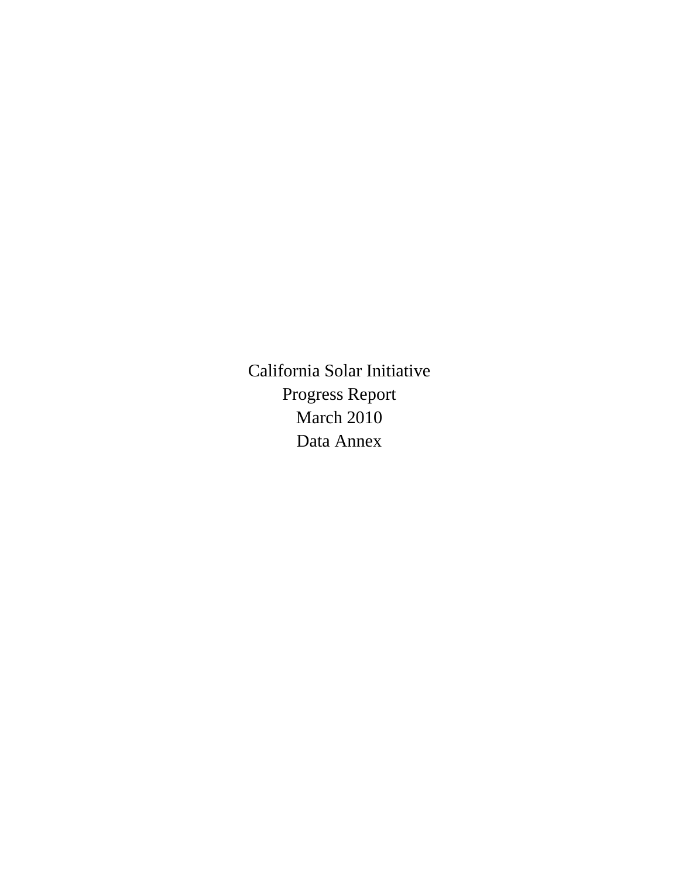# California Solar Initiative

# Progress Report

# March 2010

# Data Annex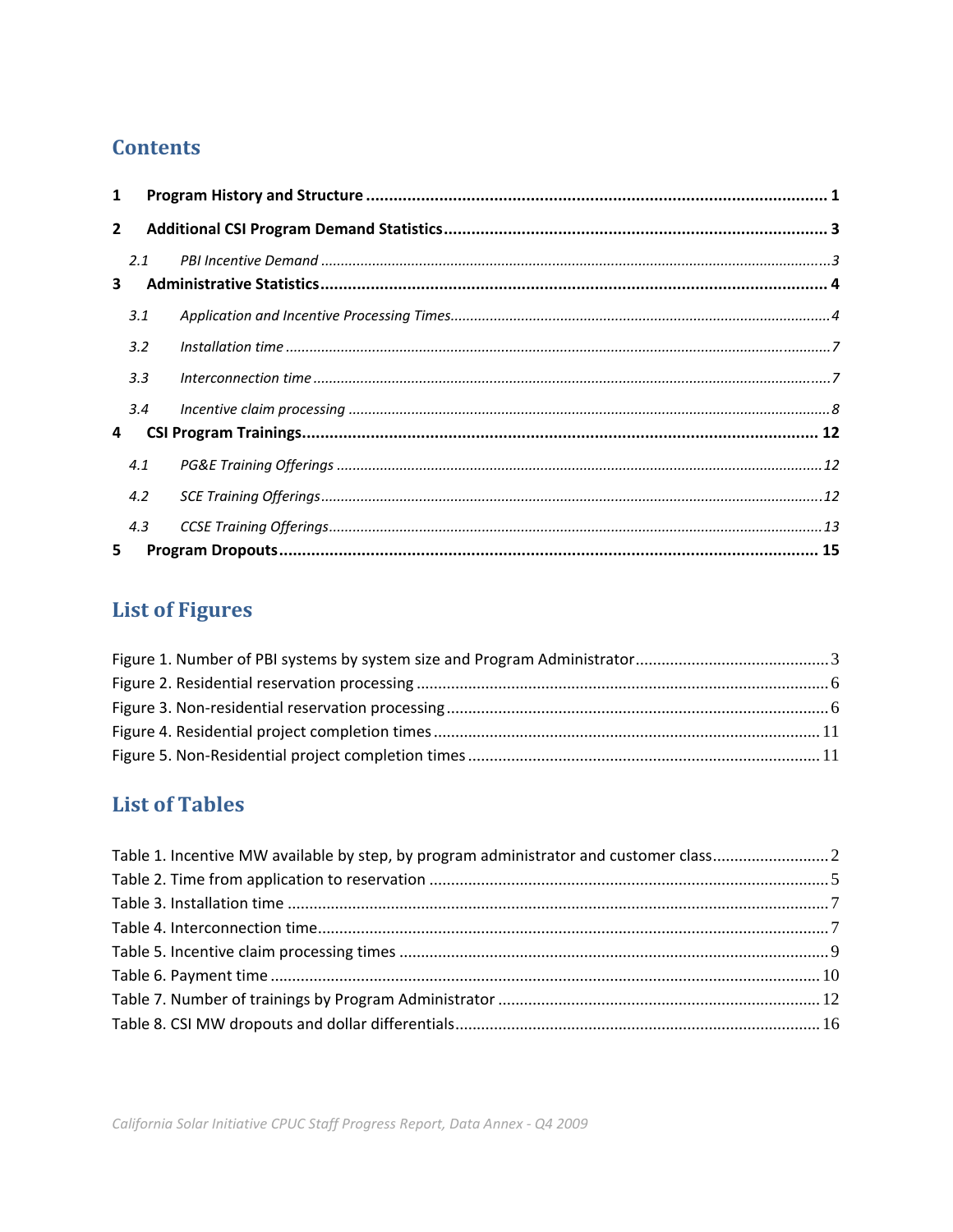## Contents

1 Program History and Structure ........................................................................................ 1

2 Additional CSI Program Demand Statistics ........................................................................ 3

2.1 *PBI Incentive Demand* ........................................................................................ 3

3 Administrative Statistics ........................................................................................ 4

3.1 *Application and Incentive Processing Times* ........................................................................................ 4

3.2 *Installation time* ........................................................................................ 7

3.3 *Interconnection time* ........................................................................................ 7

3.4 *Incentive claim processing* ........................................................................................ 8

4 CSI Program Trainings ........................................................................................ 12

4.1 *PG&E Training Offerings* ........................................................................................ 12

4.2 *SCE Training Offerings* ........................................................................................ 12

4.3 *CCSE Training Offerings* ........................................................................................ 13

5 Program Dropouts ........................................................................................ 15

## List of Figures

Figure 1. Number of PBI systems by system size and Program Administrator ........................................ 3

Figure 2. Residential reservation processing ........................................ 6

Figure 3. Non-residential reservation processing ........................................ 6

Figure 4. Residential project completion times ........................................ 11

Figure 5. Non-Residential project completion times ........................................ 11

## List of Tables

Table 1. Incentive MW available by step, by program administrator and customer class ........................................ 2

Table 2. Time from application to reservation ........................................ 5

Table 3. Installation time ........................................ 7

Table 4. Interconnection time ........................................ 7

Table 5. Incentive claim processing times ........................................ 9

Table 6. Payment time ........................................ 10

Table 7. Number of trainings by Program Administrator ........................................ 12

Table 8. CSI MW dropouts and dollar differentials ........................................ 16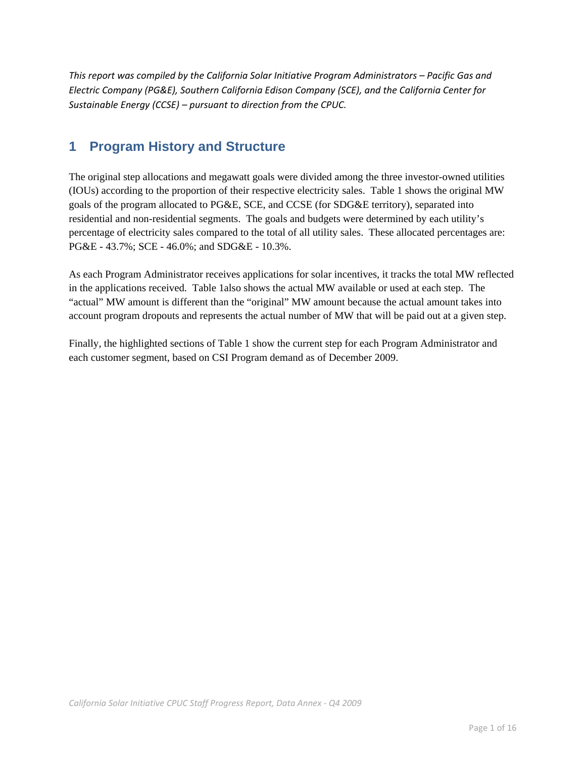*This report was compiled by the California Solar Initiative Program Administrators – Pacific Gas and Electric Company (PG&E), Southern California Edison Company (SCE), and the California Center for Sustainable Energy (CCSE) – pursuant to direction from the CPUC.*

## 1 Program History and Structure

The original step allocations and megawatt goals were divided among the three investor-owned utilities (IOUs) according to the proportion of their respective electricity sales. Table 1 shows the original MW goals of the program allocated to PG&E, SCE, and CCSE (for SDG&E territory), separated into residential and non-residential segments. The goals and budgets were determined by each utility's percentage of electricity sales compared to the total of all utility sales. These allocated percentages are: PG&E - 43.7%; SCE - 46.0%; and SDG&E - 10.3%.

As each Program Administrator receives applications for solar incentives, it tracks the total MW reflected in the applications received. Table 1also shows the actual MW available or used at each step. The "actual" MW amount is different than the "original" MW amount because the actual amount takes into account program dropouts and represents the actual number of MW that will be paid out at a given step.

Finally, the highlighted sections of Table 1 show the current step for each Program Administrator and each customer segment, based on CSI Program demand as of December 2009.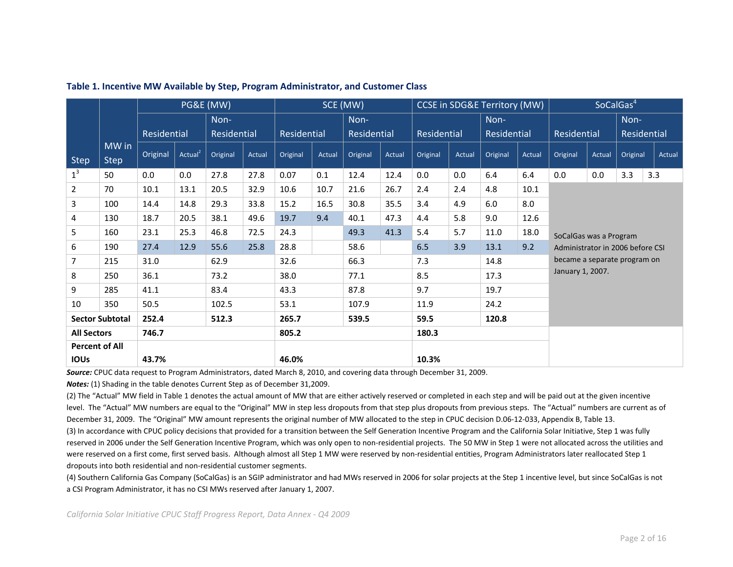### Table 1. Incentive MW Available by Step, Program Administrator, and Customer Class

| Step | MW in Step | PG&E (MW) | | | | SCE (MW) | | | | CCSE in SDG&E Territory (MW) | | | | SoCalGas[4] | | | |
|---|---|---|---|---|---|---|---|---|---|---|---|---|---|---|---|---|---|
| | | Residential | | Non-Residential | | Residential | | Non-Residential | | Residential | | Non-Residential | | Residential | | Non-Residential | |
| | | Original | Actual[2] | Original | Actual | Original | Actual | Original | Actual | Original | Actual | Original | Actual | Original | Actual | Original | Actual |
| 1[3] | 50 | 0.0 | 0.0 | 27.8 | 27.8 | 0.07 | 0.1 | 12.4 | 12.4 | 0.0 | 0.0 | 6.4 | 6.4 | 0.0 | 0.0 | 3.3 | 3.3 |
| 2 | 70 | 10.1 | 13.1 | 20.5 | 32.9 | 10.6 | 10.7 | 21.6 | 26.7 | 2.4 | 2.4 | 4.8 | 10.1 | SoCalGas was a Program Administrator in 2006 before CSI became a separate program on January 1, 2007. | | | |
| 3 | 100 | 14.4 | 14.8 | 29.3 | 33.8 | 15.2 | 16.5 | 30.8 | 35.5 | 3.4 | 4.9 | 6.0 | 8.0 | | | | |
| 4 | 130 | 18.7 | 20.5 | 38.1 | 49.6 | 19.7 | 9.4 | 40.1 | 47.3 | 4.4 | 5.8 | 9.0 | 12.6 | | | | |
| 5 | 160 | 23.1 | 25.3 | 46.8 | 72.5 | 24.3 | | 49.3 | 41.3 | 5.4 | 5.7 | 11.0 | 18.0 | | | | |
| 6 | 190 | 27.4 | 12.9 | 55.6 | 25.8 | 28.8 | | 58.6 | | 6.5 | 3.9 | 13.1 | 9.2 | | | | |
| 7 | 215 | 31.0 | | 62.9 | | 32.6 | | 66.3 | | 7.3 | | 14.8 | | | | | |
| 8 | 250 | 36.1 | | 73.2 | | 38.0 | | 77.1 | | 8.5 | | 17.3 | | | | | |
| 9 | 285 | 41.1 | | 83.4 | | 43.3 | | 87.8 | | 9.7 | | 19.7 | | | | | |
| 10 | 350 | 50.5 | | 102.5 | | 53.1 | | 107.9 | | 11.9 | | 24.2 | | | | | |
| **Sector Subtotal** | | **252.4** | | **512.3** | | **265.7** | | **539.5** | | **59.5** | | **120.8** | | | | | |
| **All Sectors** | | **746.7** | | | | **805.2** | | | | **180.3** | | | | | | | |
| **Percent of All IOUs** | | **43.7%** | | | | **46.0%** | | | | **10.3%** | | | | | | | |

***Source:*** CPUC data request to Program Administrators, dated March 8, 2010, and covering data through December 31, 2009.

***Notes:*** (1) Shading in the table denotes Current Step as of December 31,2009.

(2) The "Actual" MW field in Table 1 denotes the actual amount of MW that are either actively reserved or completed in each step and will be paid out at the given incentive level. The "Actual" MW numbers are equal to the "Original" MW in step less dropouts from that step plus dropouts from previous steps. The "Actual" numbers are current as of December 31, 2009. The "Original" MW amount represents the original number of MW allocated to the step in CPUC decision D.06-12-033, Appendix B, Table 13.

(3) In accordance with CPUC policy decisions that provided for a transition between the Self Generation Incentive Program and the California Solar Initiative, Step 1 was fully reserved in 2006 under the Self Generation Incentive Program, which was only open to non-residential projects. The 50 MW in Step 1 were not allocated across the utilities and were reserved on a first come, first served basis. Although almost all Step 1 MW were reserved by non-residential entities, Program Administrators later reallocated Step 1 dropouts into both residential and non-residential customer segments.

(4) Southern California Gas Company (SoCalGas) is an SGIP administrator and had MWs reserved in 2006 for solar projects at the Step 1 incentive level, but since SoCalGas is not a CSI Program Administrator, it has no CSI MWs reserved after January 1, 2007.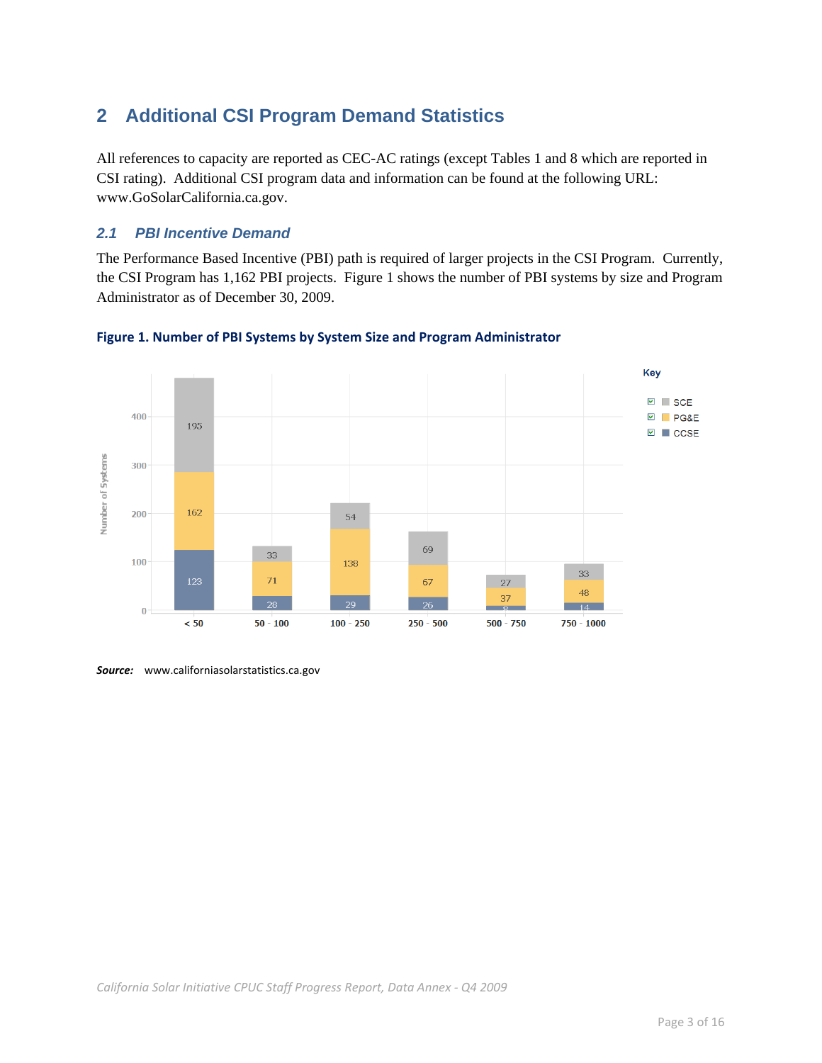# 2 Additional CSI Program Demand Statistics

All references to capacity are reported as CEC-AC ratings (except Tables 1 and 8 which are reported in CSI rating). Additional CSI program data and information can be found at the following URL: www.GoSolarCalifornia.ca.gov.

## 2.1 PBI Incentive Demand

The Performance Based Incentive (PBI) path is required of larger projects in the CSI Program. Currently, the CSI Program has 1,162 PBI projects. Figure 1 shows the number of PBI systems by size and Program Administrator as of December 30, 2009.

**Figure 1. Number of PBI Systems by System Size and Program Administrator**

| System Size | CCSE | PG&E | SCE |
|---|---|---|---|
| < 50 | 123 | 162 | 195 |
| 50 - 100 | 28 | 71 | 33 |
| 100 - 250 | 29 | 138 | 54 |
| 250 - 500 | 26 | 67 | 69 |
| 500 - 750 | 8 | 37 | 27 |
| 750 - 1000 | 14 | 48 | 33 |

***Source:*** www.californiasolarstatistics.ca.gov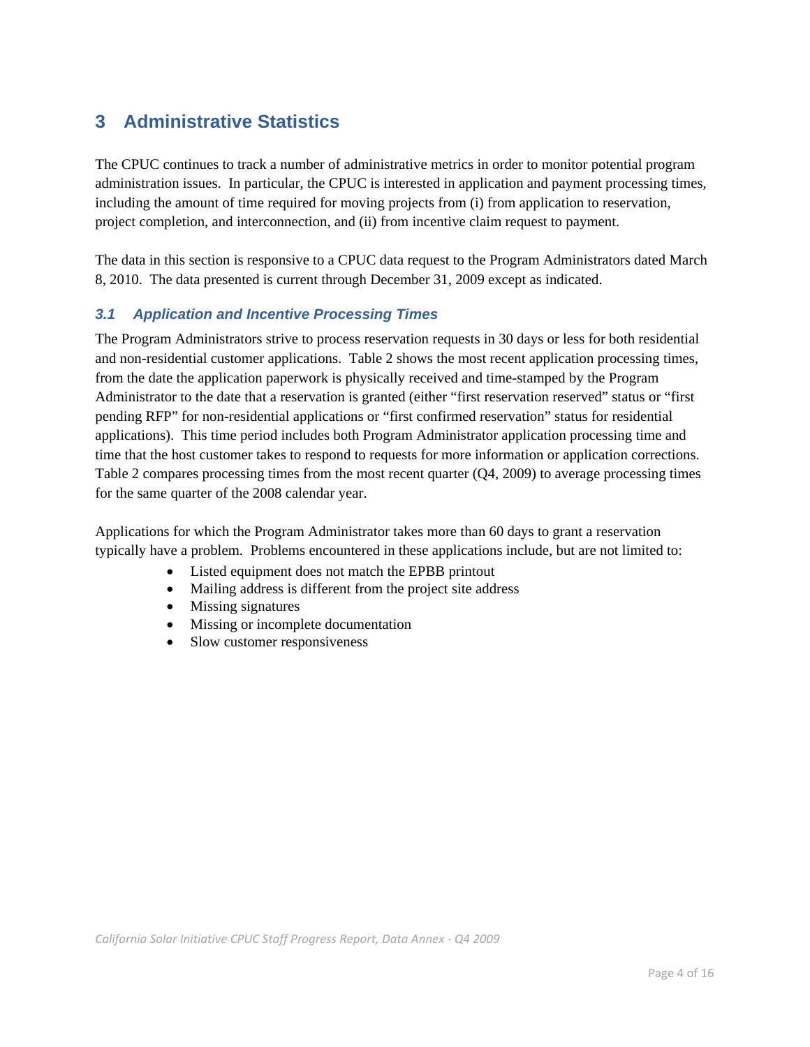# 3 Administrative Statistics

The CPUC continues to track a number of administrative metrics in order to monitor potential program administration issues. In particular, the CPUC is interested in application and payment processing times, including the amount of time required for moving projects from (i) from application to reservation, project completion, and interconnection, and (ii) from incentive claim request to payment.

The data in this section is responsive to a CPUC data request to the Program Administrators dated March 8, 2010. The data presented is current through December 31, 2009 except as indicated.

## *3.1 Application and Incentive Processing Times*

The Program Administrators strive to process reservation requests in 30 days or less for both residential and non-residential customer applications. Table 2 shows the most recent application processing times, from the date the application paperwork is physically received and time-stamped by the Program Administrator to the date that a reservation is granted (either "first reservation reserved" status or "first pending RFP" for non-residential applications or "first confirmed reservation" status for residential applications). This time period includes both Program Administrator application processing time and time that the host customer takes to respond to requests for more information or application corrections. Table 2 compares processing times from the most recent quarter (Q4, 2009) to average processing times for the same quarter of the 2008 calendar year.

Applications for which the Program Administrator takes more than 60 days to grant a reservation typically have a problem. Problems encountered in these applications include, but are not limited to:

- Listed equipment does not match the EPBB printout
- Mailing address is different from the project site address
- Missing signatures
- Missing or incomplete documentation
- Slow customer responsiveness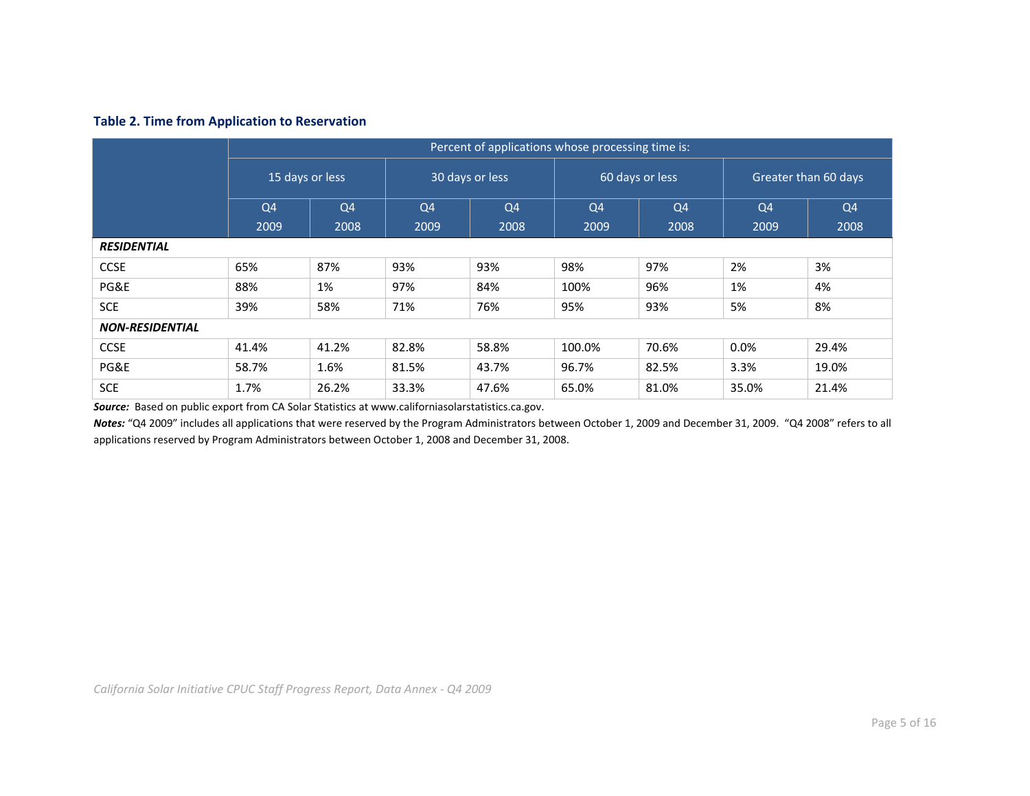### Table 2. Time from Application to Reservation

| | Percent of applications whose processing time is: | | | | | | | |
|---|---|---|---|---|---|---|---|---|
| | 15 days or less | | 30 days or less | | 60 days or less | | Greater than 60 days | |
| | Q4 2009 | Q4 2008 | Q4 2009 | Q4 2008 | Q4 2009 | Q4 2008 | Q4 2009 | Q4 2008 |
| ***RESIDENTIAL*** | | | | | | | | |
| CCSE | 65% | 87% | 93% | 93% | 98% | 97% | 2% | 3% |
| PG&E | 88% | 1% | 97% | 84% | 100% | 96% | 1% | 4% |
| SCE | 39% | 58% | 71% | 76% | 95% | 93% | 5% | 8% |
| ***NON-RESIDENTIAL*** | | | | | | | | |
| CCSE | 41.4% | 41.2% | 82.8% | 58.8% | 100.0% | 70.6% | 0.0% | 29.4% |
| PG&E | 58.7% | 1.6% | 81.5% | 43.7% | 96.7% | 82.5% | 3.3% | 19.0% |
| SCE | 1.7% | 26.2% | 33.3% | 47.6% | 65.0% | 81.0% | 35.0% | 21.4% |

***Source:*** Based on public export from CA Solar Statistics at www.californiasolarstatistics.ca.gov.

***Notes:*** "Q4 2009" includes all applications that were reserved by the Program Administrators between October 1, 2009 and December 31, 2009. "Q4 2008" refers to all applications reserved by Program Administrators between October 1, 2008 and December 31, 2008.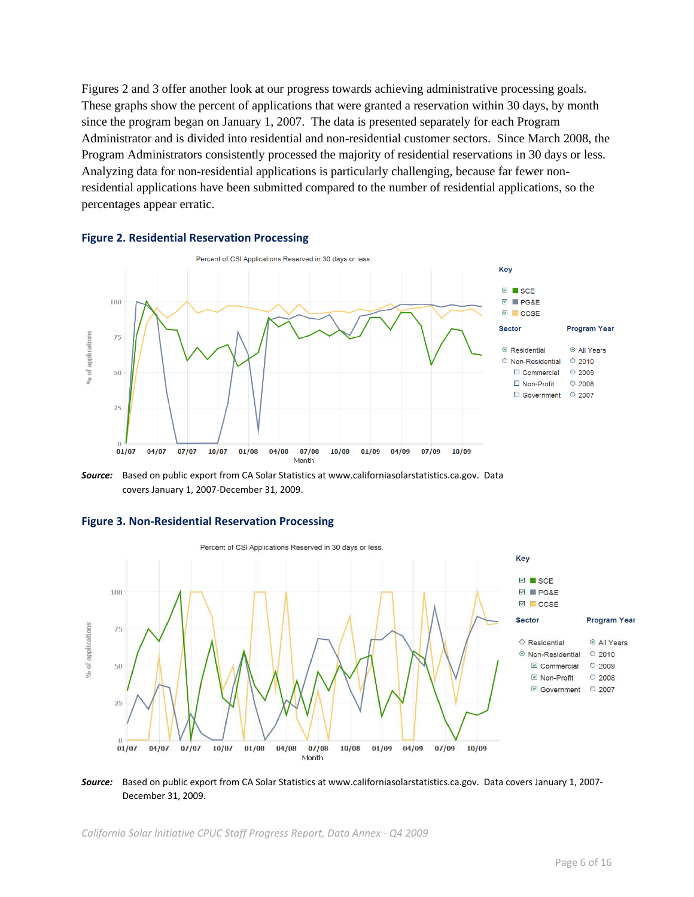Figures 2 and 3 offer another look at our progress towards achieving administrative processing goals. These graphs show the percent of applications that were granted a reservation within 30 days, by month since the program began on January 1, 2007. The data is presented separately for each Program Administrator and is divided into residential and non-residential customer sectors. Since March 2008, the Program Administrators consistently processed the majority of residential reservations in 30 days or less. Analyzing data for non-residential applications is particularly challenging, because far fewer non-residential applications have been submitted compared to the number of residential applications, so the percentages appear erratic.

### Figure 2. Residential Reservation Processing

**Source:** Based on public export from CA Solar Statistics at www.californiasolarstatistics.ca.gov. Data covers January 1, 2007-December 31, 2009.

### Figure 3. Non-Residential Reservation Processing

**Source:** Based on public export from CA Solar Statistics at www.californiasolarstatistics.ca.gov. Data covers January 1, 2007-December 31, 2009.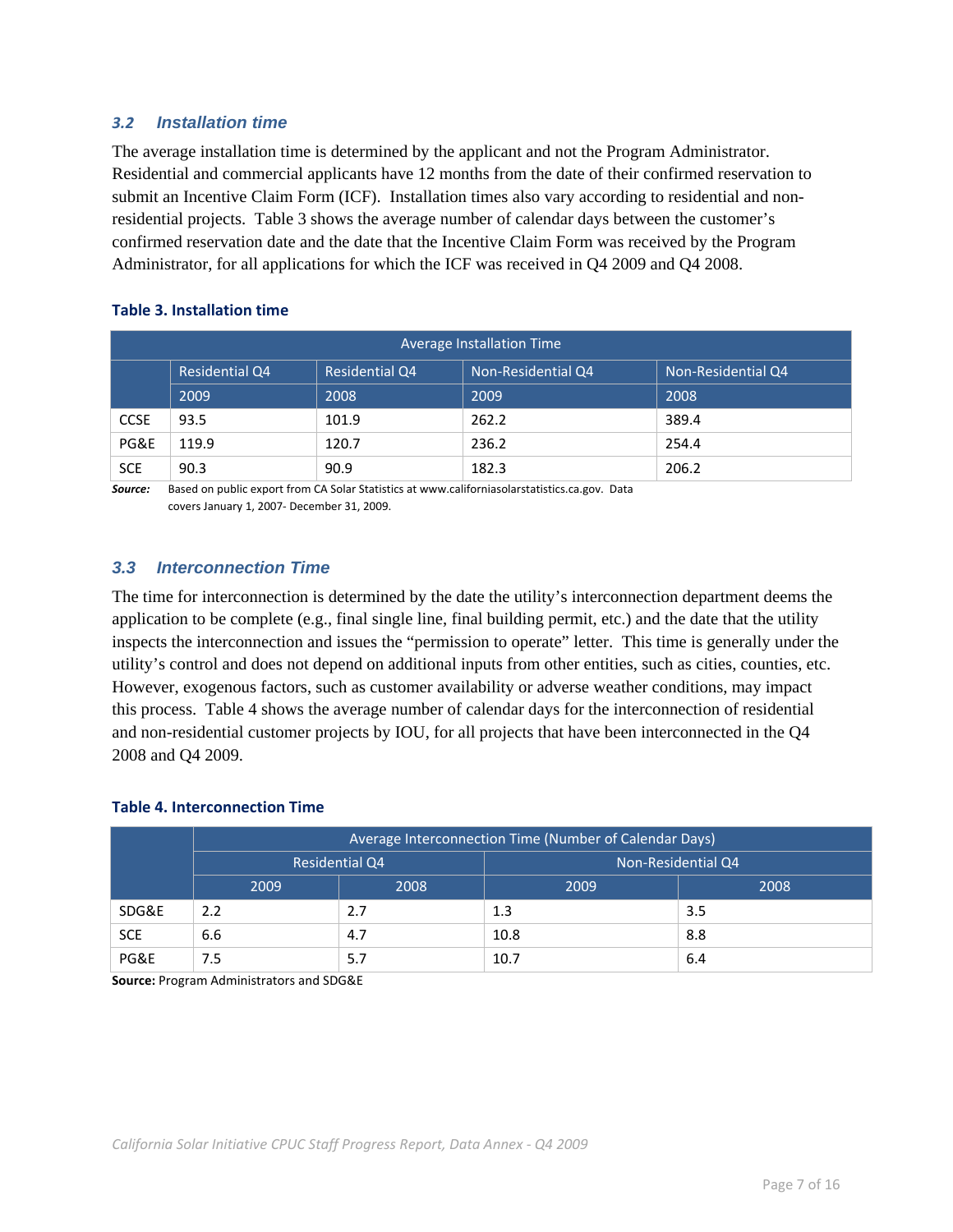### 3.2 Installation time

The average installation time is determined by the applicant and not the Program Administrator. Residential and commercial applicants have 12 months from the date of their confirmed reservation to submit an Incentive Claim Form (ICF). Installation times also vary according to residential and non-residential projects. Table 3 shows the average number of calendar days between the customer's confirmed reservation date and the date that the Incentive Claim Form was received by the Program Administrator, for all applications for which the ICF was received in Q4 2009 and Q4 2008.

**Table 3. Installation time**

| Average Installation Time | | | | |
|---|---|---|---|---|
| | Residential Q4 2009 | Residential Q4 2008 | Non-Residential Q4 2009 | Non-Residential Q4 2008 |
| CCSE | 93.5 | 101.9 | 262.2 | 389.4 |
| PG&E | 119.9 | 120.7 | 236.2 | 254.4 |
| SCE | 90.3 | 90.9 | 182.3 | 206.2 |

***Source:*** Based on public export from CA Solar Statistics at www.californiasolarstatistics.ca.gov. Data covers January 1, 2007- December 31, 2009.

### 3.3 Interconnection Time

The time for interconnection is determined by the date the utility's interconnection department deems the application to be complete (e.g., final single line, final building permit, etc.) and the date that the utility inspects the interconnection and issues the "permission to operate" letter. This time is generally under the utility's control and does not depend on additional inputs from other entities, such as cities, counties, etc. However, exogenous factors, such as customer availability or adverse weather conditions, may impact this process. Table 4 shows the average number of calendar days for the interconnection of residential and non-residential customer projects by IOU, for all projects that have been interconnected in the Q4 2008 and Q4 2009.

**Table 4. Interconnection Time**

| | Average Interconnection Time (Number of Calendar Days) | | | |
|---|---|---|---|---|
| | Residential Q4 | | Non-Residential Q4 | |
| | 2009 | 2008 | 2009 | 2008 |
| SDG&E | 2.2 | 2.7 | 1.3 | 3.5 |
| SCE | 6.6 | 4.7 | 10.8 | 8.8 |
| PG&E | 7.5 | 5.7 | 10.7 | 6.4 |

**Source:** Program Administrators and SDG&E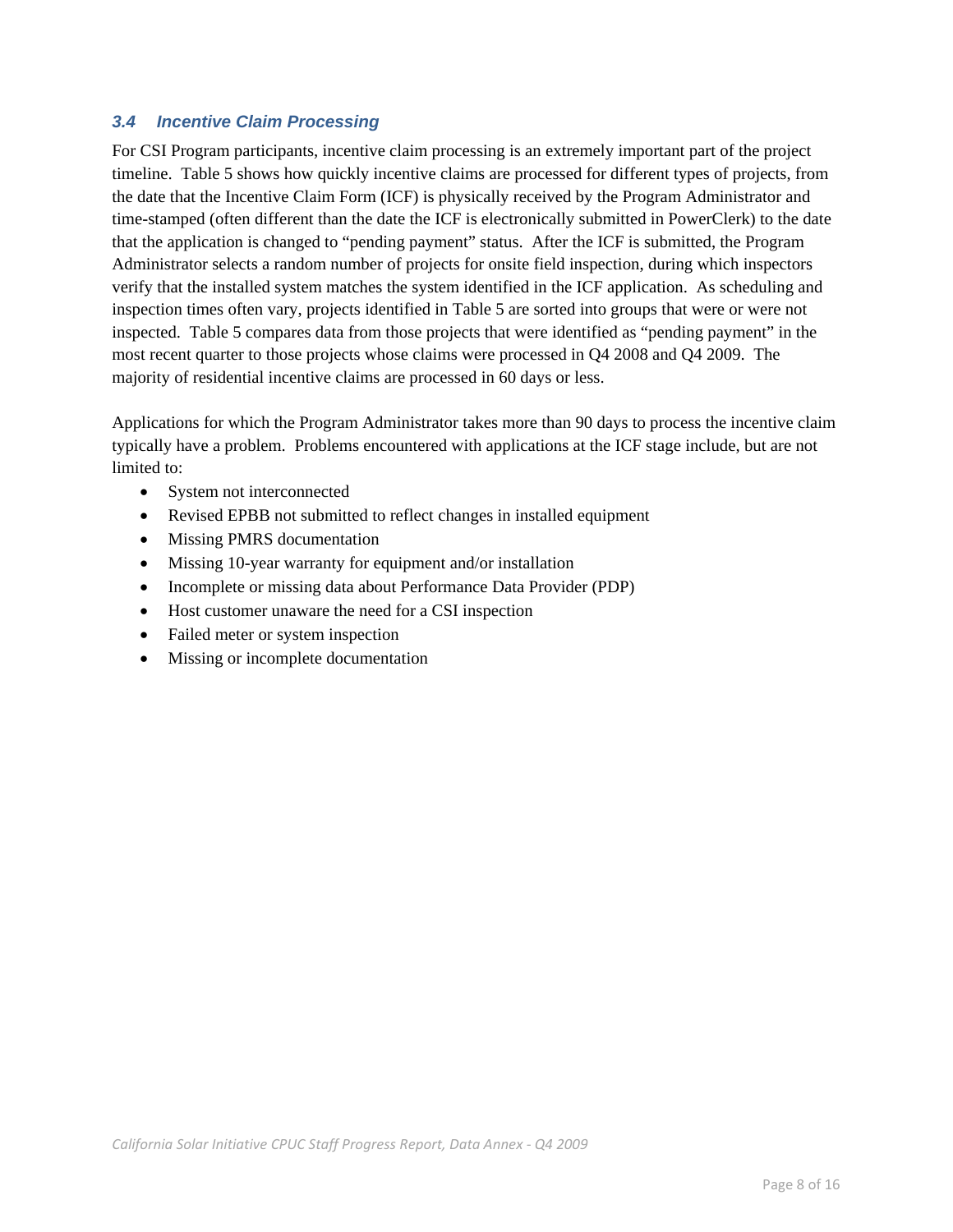### *3.4 Incentive Claim Processing*

For CSI Program participants, incentive claim processing is an extremely important part of the project timeline. Table 5 shows how quickly incentive claims are processed for different types of projects, from the date that the Incentive Claim Form (ICF) is physically received by the Program Administrator and time-stamped (often different than the date the ICF is electronically submitted in PowerClerk) to the date that the application is changed to "pending payment" status. After the ICF is submitted, the Program Administrator selects a random number of projects for onsite field inspection, during which inspectors verify that the installed system matches the system identified in the ICF application. As scheduling and inspection times often vary, projects identified in Table 5 are sorted into groups that were or were not inspected. Table 5 compares data from those projects that were identified as "pending payment" in the most recent quarter to those projects whose claims were processed in Q4 2008 and Q4 2009. The majority of residential incentive claims are processed in 60 days or less.

Applications for which the Program Administrator takes more than 90 days to process the incentive claim typically have a problem. Problems encountered with applications at the ICF stage include, but are not limited to:

- System not interconnected
- Revised EPBB not submitted to reflect changes in installed equipment
- Missing PMRS documentation
- Missing 10-year warranty for equipment and/or installation
- Incomplete or missing data about Performance Data Provider (PDP)
- Host customer unaware the need for a CSI inspection
- Failed meter or system inspection
- Missing or incomplete documentation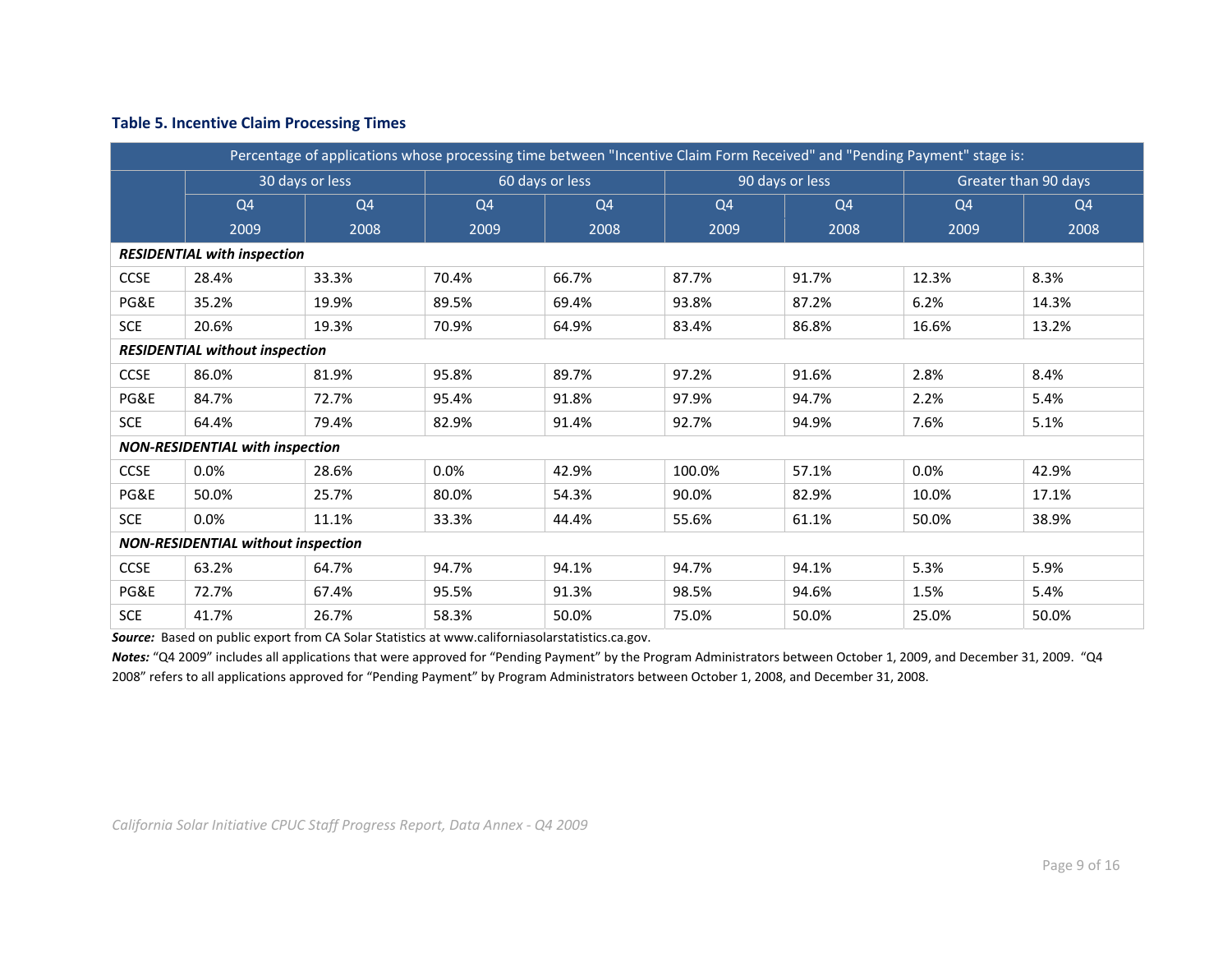**Table 5. Incentive Claim Processing Times**

| | Percentage of applications whose processing time between "Incentive Claim Form Received" and "Pending Payment" stage is: | | | | | | | |
|---|---|---|---|---|---|---|---|---|
| | 30 days or less | | 60 days or less | | 90 days or less | | Greater than 90 days | |
| | Q4 2009 | Q4 2008 | Q4 2009 | Q4 2008 | Q4 2009 | Q4 2008 | Q4 2009 | Q4 2008 |
| ***RESIDENTIAL with inspection*** | | | | | | | | |
| CCSE | 28.4% | 33.3% | 70.4% | 66.7% | 87.7% | 91.7% | 12.3% | 8.3% |
| PG&E | 35.2% | 19.9% | 89.5% | 69.4% | 93.8% | 87.2% | 6.2% | 14.3% |
| SCE | 20.6% | 19.3% | 70.9% | 64.9% | 83.4% | 86.8% | 16.6% | 13.2% |
| ***RESIDENTIAL without inspection*** | | | | | | | | |
| CCSE | 86.0% | 81.9% | 95.8% | 89.7% | 97.2% | 91.6% | 2.8% | 8.4% |
| PG&E | 84.7% | 72.7% | 95.4% | 91.8% | 97.9% | 94.7% | 2.2% | 5.4% |
| SCE | 64.4% | 79.4% | 82.9% | 91.4% | 92.7% | 94.9% | 7.6% | 5.1% |
| ***NON-RESIDENTIAL with inspection*** | | | | | | | | |
| CCSE | 0.0% | 28.6% | 0.0% | 42.9% | 100.0% | 57.1% | 0.0% | 42.9% |
| PG&E | 50.0% | 25.7% | 80.0% | 54.3% | 90.0% | 82.9% | 10.0% | 17.1% |
| SCE | 0.0% | 11.1% | 33.3% | 44.4% | 55.6% | 61.1% | 50.0% | 38.9% |
| ***NON-RESIDENTIAL without inspection*** | | | | | | | | |
| CCSE | 63.2% | 64.7% | 94.7% | 94.1% | 94.7% | 94.1% | 5.3% | 5.9% |
| PG&E | 72.7% | 67.4% | 95.5% | 91.3% | 98.5% | 94.6% | 1.5% | 5.4% |
| SCE | 41.7% | 26.7% | 58.3% | 50.0% | 75.0% | 50.0% | 25.0% | 50.0% |

***Source:*** Based on public export from CA Solar Statistics at www.californiasolarstatistics.ca.gov.

***Notes:*** "Q4 2009" includes all applications that were approved for "Pending Payment" by the Program Administrators between October 1, 2009, and December 31, 2009. "Q4 2008" refers to all applications approved for "Pending Payment" by Program Administrators between October 1, 2008, and December 31, 2008.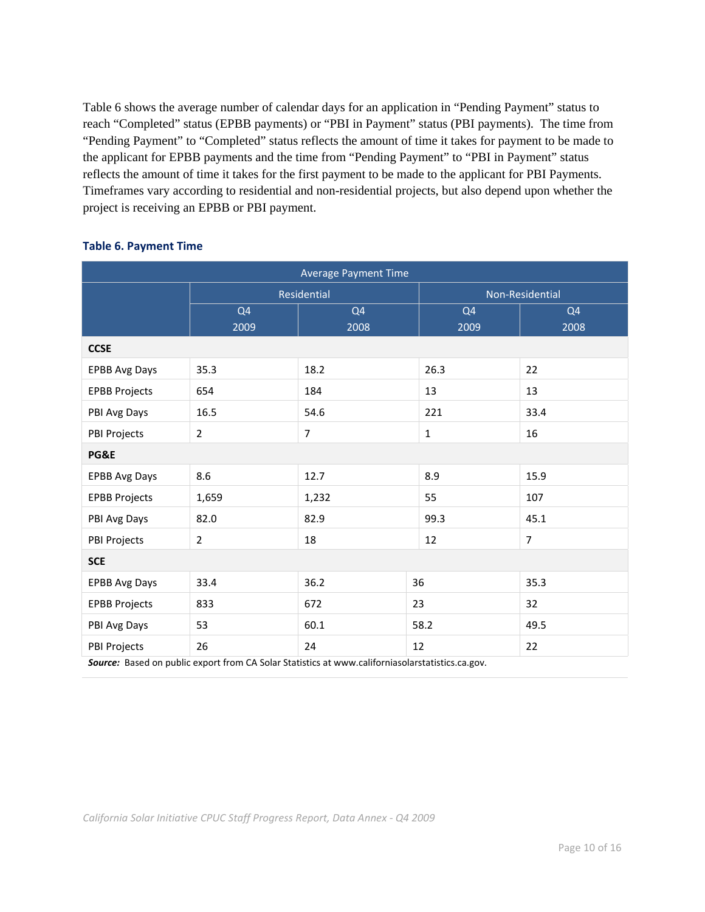Table 6 shows the average number of calendar days for an application in "Pending Payment" status to reach "Completed" status (EPBB payments) or "PBI in Payment" status (PBI payments). The time from "Pending Payment" to "Completed" status reflects the amount of time it takes for payment to be made to the applicant for EPBB payments and the time from "Pending Payment" to "PBI in Payment" status reflects the amount of time it takes for the first payment to be made to the applicant for PBI Payments. Timeframes vary according to residential and non-residential projects, but also depend upon whether the project is receiving an EPBB or PBI payment.

### Table 6. Payment Time

| Average Payment Time | | | | |
|---|---|---|---|---|
| | Residential | | Non-Residential | |
| | Q4 2009 | Q4 2008 | Q4 2009 | Q4 2008 |
| **CCSE** | | | | |
| EPBB Avg Days | 35.3 | 18.2 | 26.3 | 22 |
| EPBB Projects | 654 | 184 | 13 | 13 |
| PBI Avg Days | 16.5 | 54.6 | 221 | 33.4 |
| PBI Projects | 2 | 7 | 1 | 16 |
| **PG&E** | | | | |
| EPBB Avg Days | 8.6 | 12.7 | 8.9 | 15.9 |
| EPBB Projects | 1,659 | 1,232 | 55 | 107 |
| PBI Avg Days | 82.0 | 82.9 | 99.3 | 45.1 |
| PBI Projects | 2 | 18 | 12 | 7 |
| **SCE** | | | | |
| EPBB Avg Days | 33.4 | 36.2 | 36 | 35.3 |
| EPBB Projects | 833 | 672 | 23 | 32 |
| PBI Avg Days | 53 | 60.1 | 58.2 | 49.5 |
| PBI Projects | 26 | 24 | 12 | 22 |

***Source:*** Based on public export from CA Solar Statistics at www.californiasolarstatistics.ca.gov.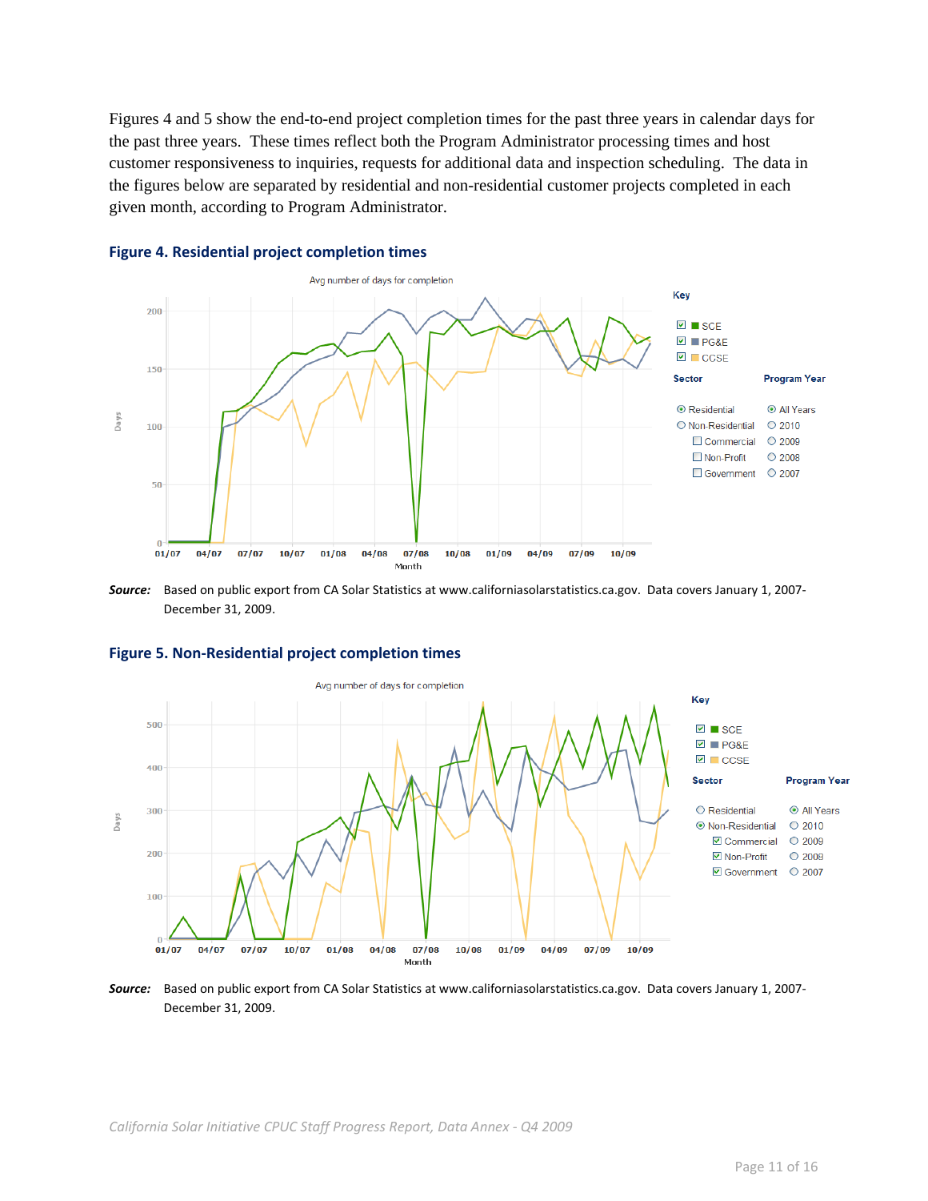Figures 4 and 5 show the end-to-end project completion times for the past three years in calendar days for the past three years. These times reflect both the Program Administrator processing times and host customer responsiveness to inquiries, requests for additional data and inspection scheduling. The data in the figures below are separated by residential and non-residential customer projects completed in each given month, according to Program Administrator.

### Figure 4. Residential project completion times

***Source:*** Based on public export from CA Solar Statistics at www.californiasolarstatistics.ca.gov. Data covers January 1, 2007-December 31, 2009.

### Figure 5. Non-Residential project completion times

***Source:*** Based on public export from CA Solar Statistics at www.californiasolarstatistics.ca.gov. Data covers January 1, 2007-December 31, 2009.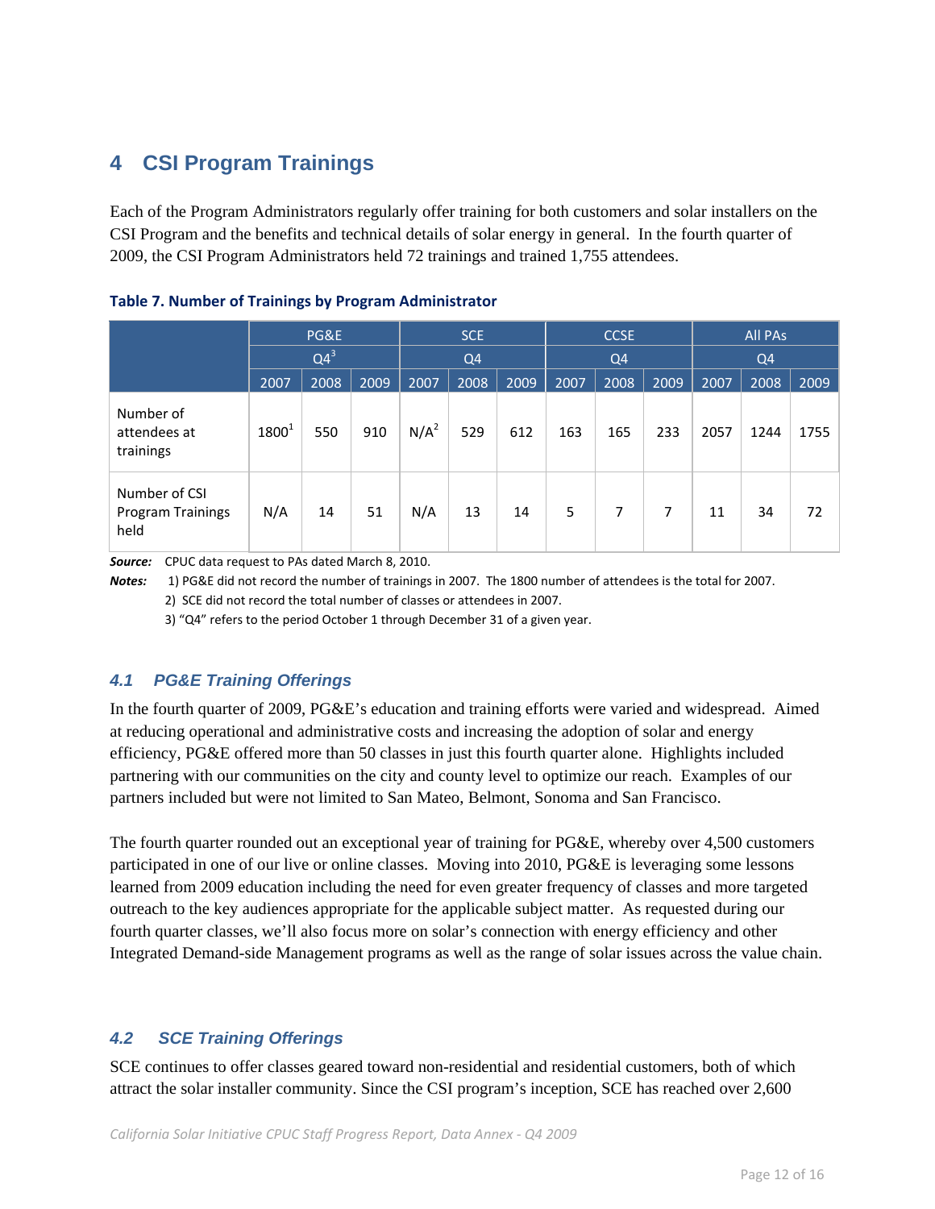## 4 CSI Program Trainings

Each of the Program Administrators regularly offer training for both customers and solar installers on the CSI Program and the benefits and technical details of solar energy in general. In the fourth quarter of 2009, the CSI Program Administrators held 72 trainings and trained 1,755 attendees.

**Table 7. Number of Trainings by Program Administrator**

| | PG&E | | | SCE | | | CCSE | | | All PAs | | |
|---|---|---|---|---|---|---|---|---|---|---|---|---|
| | Q4[3] | | | Q4 | | | Q4 | | | Q4 | | |
| | 2007 | 2008 | 2009 | 2007 | 2008 | 2009 | 2007 | 2008 | 2009 | 2007 | 2008 | 2009 |
| Number of attendees at trainings | 1800[1] | 550 | 910 | N/A[2] | 529 | 612 | 163 | 165 | 233 | 2057 | 1244 | 1755 |
| Number of CSI Program Trainings held | N/A | 14 | 51 | N/A | 13 | 14 | 5 | 7 | 7 | 11 | 34 | 72 |

***Source:*** CPUC data request to PAs dated March 8, 2010.

***Notes:*** 1) PG&E did not record the number of trainings in 2007. The 1800 number of attendees is the total for 2007.
2) SCE did not record the total number of classes or attendees in 2007.
3) "Q4" refers to the period October 1 through December 31 of a given year.

### *4.1 PG&E Training Offerings*

In the fourth quarter of 2009, PG&E's education and training efforts were varied and widespread. Aimed at reducing operational and administrative costs and increasing the adoption of solar and energy efficiency, PG&E offered more than 50 classes in just this fourth quarter alone. Highlights included partnering with our communities on the city and county level to optimize our reach. Examples of our partners included but were not limited to San Mateo, Belmont, Sonoma and San Francisco.

The fourth quarter rounded out an exceptional year of training for PG&E, whereby over 4,500 customers participated in one of our live or online classes. Moving into 2010, PG&E is leveraging some lessons learned from 2009 education including the need for even greater frequency of classes and more targeted outreach to the key audiences appropriate for the applicable subject matter. As requested during our fourth quarter classes, we'll also focus more on solar's connection with energy efficiency and other Integrated Demand-side Management programs as well as the range of solar issues across the value chain.

### *4.2 SCE Training Offerings*

SCE continues to offer classes geared toward non-residential and residential customers, both of which attract the solar installer community. Since the CSI program's inception, SCE has reached over 2,600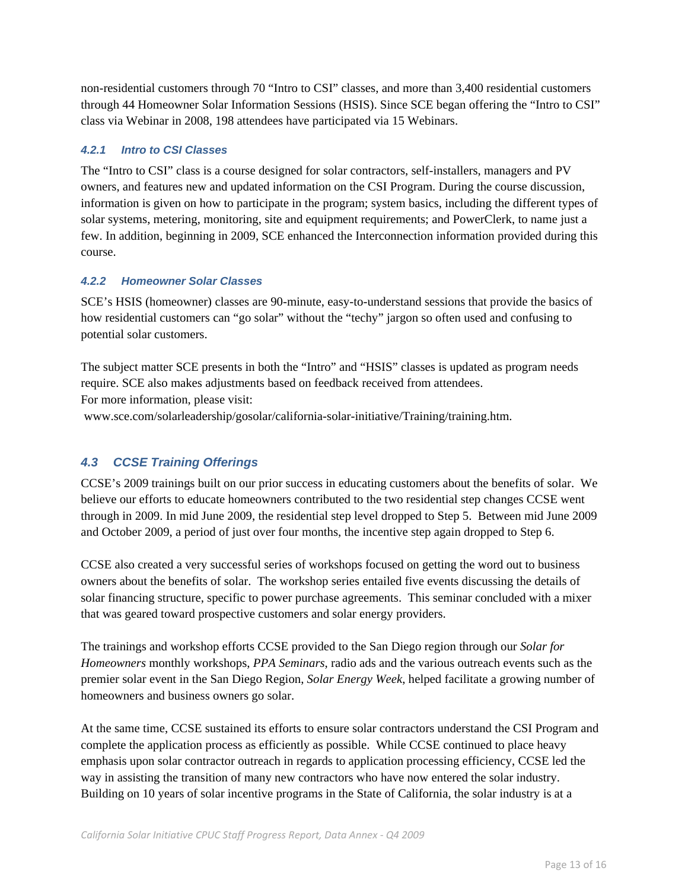non-residential customers through 70 "Intro to CSI" classes, and more than 3,400 residential customers through 44 Homeowner Solar Information Sessions (HSIS). Since SCE began offering the "Intro to CSI" class via Webinar in 2008, 198 attendees have participated via 15 Webinars.

#### *4.2.1 Intro to CSI Classes*

The "Intro to CSI" class is a course designed for solar contractors, self-installers, managers and PV owners, and features new and updated information on the CSI Program. During the course discussion, information is given on how to participate in the program; system basics, including the different types of solar systems, metering, monitoring, site and equipment requirements; and PowerClerk, to name just a few. In addition, beginning in 2009, SCE enhanced the Interconnection information provided during this course.

#### *4.2.2 Homeowner Solar Classes*

SCE's HSIS (homeowner) classes are 90-minute, easy-to-understand sessions that provide the basics of how residential customers can "go solar" without the "techy" jargon so often used and confusing to potential solar customers.

The subject matter SCE presents in both the "Intro" and "HSIS" classes is updated as program needs require. SCE also makes adjustments based on feedback received from attendees.
For more information, please visit:
www.sce.com/solarleadership/gosolar/california-solar-initiative/Training/training.htm.

### *4.3 CCSE Training Offerings*

CCSE's 2009 trainings built on our prior success in educating customers about the benefits of solar. We believe our efforts to educate homeowners contributed to the two residential step changes CCSE went through in 2009. In mid June 2009, the residential step level dropped to Step 5. Between mid June 2009 and October 2009, a period of just over four months, the incentive step again dropped to Step 6.

CCSE also created a very successful series of workshops focused on getting the word out to business owners about the benefits of solar. The workshop series entailed five events discussing the details of solar financing structure, specific to power purchase agreements. This seminar concluded with a mixer that was geared toward prospective customers and solar energy providers.

The trainings and workshop efforts CCSE provided to the San Diego region through our *Solar for Homeowners* monthly workshops, *PPA Seminars*, radio ads and the various outreach events such as the premier solar event in the San Diego Region, *Solar Energy Week*, helped facilitate a growing number of homeowners and business owners go solar.

At the same time, CCSE sustained its efforts to ensure solar contractors understand the CSI Program and complete the application process as efficiently as possible. While CCSE continued to place heavy emphasis upon solar contractor outreach in regards to application processing efficiency, CCSE led the way in assisting the transition of many new contractors who have now entered the solar industry. Building on 10 years of solar incentive programs in the State of California, the solar industry is at a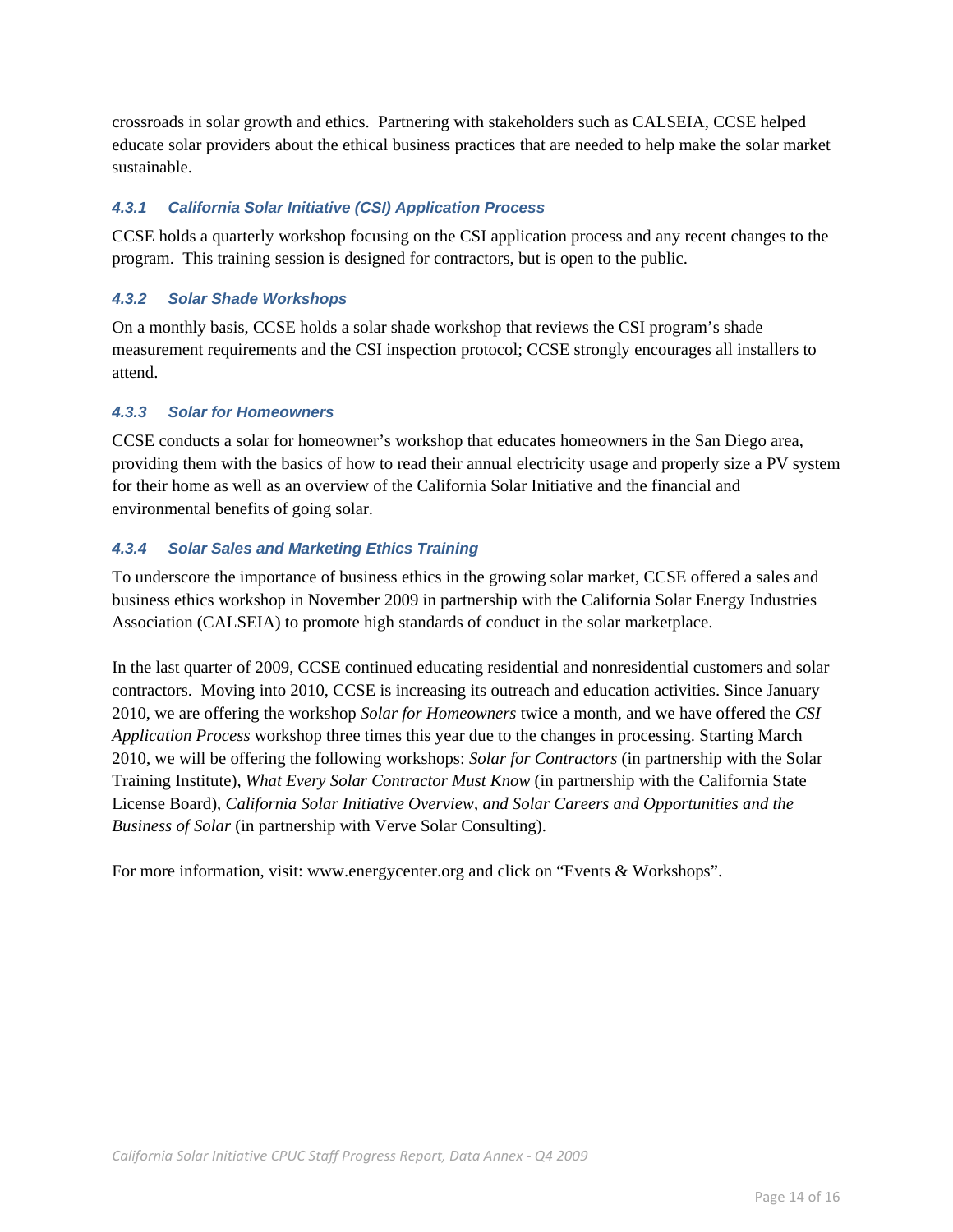crossroads in solar growth and ethics. Partnering with stakeholders such as CALSEIA, CCSE helped educate solar providers about the ethical business practices that are needed to help make the solar market sustainable.

#### *4.3.1 California Solar Initiative (CSI) Application Process*

CCSE holds a quarterly workshop focusing on the CSI application process and any recent changes to the program. This training session is designed for contractors, but is open to the public.

#### *4.3.2 Solar Shade Workshops*

On a monthly basis, CCSE holds a solar shade workshop that reviews the CSI program's shade measurement requirements and the CSI inspection protocol; CCSE strongly encourages all installers to attend.

#### *4.3.3 Solar for Homeowners*

CCSE conducts a solar for homeowner's workshop that educates homeowners in the San Diego area, providing them with the basics of how to read their annual electricity usage and properly size a PV system for their home as well as an overview of the California Solar Initiative and the financial and environmental benefits of going solar.

#### *4.3.4 Solar Sales and Marketing Ethics Training*

To underscore the importance of business ethics in the growing solar market, CCSE offered a sales and business ethics workshop in November 2009 in partnership with the California Solar Energy Industries Association (CALSEIA) to promote high standards of conduct in the solar marketplace.

In the last quarter of 2009, CCSE continued educating residential and nonresidential customers and solar contractors. Moving into 2010, CCSE is increasing its outreach and education activities. Since January 2010, we are offering the workshop *Solar for Homeowners* twice a month, and we have offered the *CSI Application Process* workshop three times this year due to the changes in processing. Starting March 2010, we will be offering the following workshops: *Solar for Contractors* (in partnership with the Solar Training Institute), *What Every Solar Contractor Must Know* (in partnership with the California State License Board), *California Solar Initiative Overview*, *and Solar Careers and Opportunities and the Business of Solar* (in partnership with Verve Solar Consulting).

For more information, visit: www.energycenter.org and click on "Events & Workshops".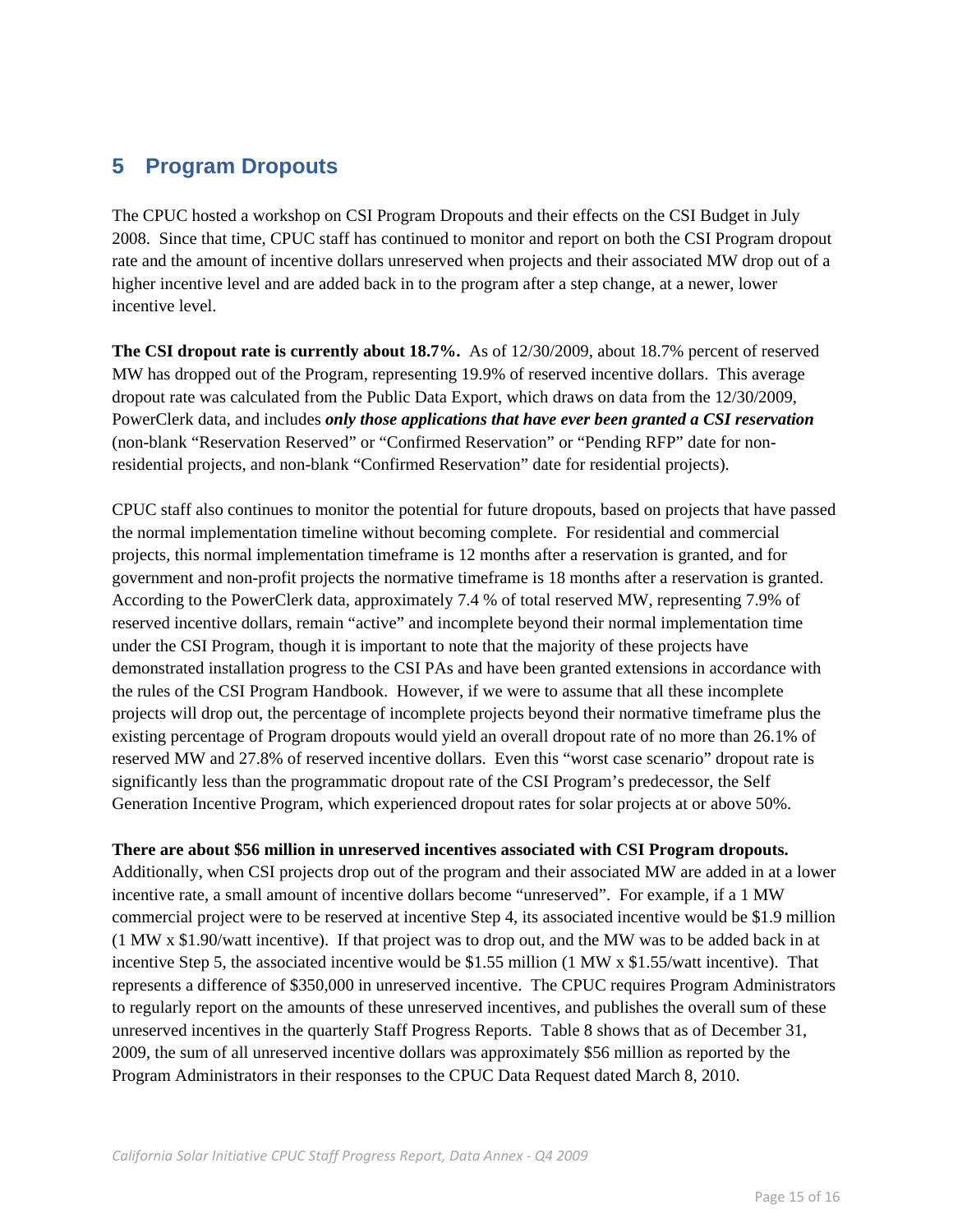## 5 Program Dropouts

The CPUC hosted a workshop on CSI Program Dropouts and their effects on the CSI Budget in July 2008. Since that time, CPUC staff has continued to monitor and report on both the CSI Program dropout rate and the amount of incentive dollars unreserved when projects and their associated MW drop out of a higher incentive level and are added back in to the program after a step change, at a newer, lower incentive level.

**The CSI dropout rate is currently about 18.7%.** As of 12/30/2009, about 18.7% percent of reserved MW has dropped out of the Program, representing 19.9% of reserved incentive dollars. This average dropout rate was calculated from the Public Data Export, which draws on data from the 12/30/2009, PowerClerk data, and includes ***only those applications that have ever been granted a CSI reservation*** (non-blank "Reservation Reserved" or "Confirmed Reservation" or "Pending RFP" date for non-residential projects, and non-blank "Confirmed Reservation" date for residential projects).

CPUC staff also continues to monitor the potential for future dropouts, based on projects that have passed the normal implementation timeline without becoming complete. For residential and commercial projects, this normal implementation timeframe is 12 months after a reservation is granted, and for government and non-profit projects the normative timeframe is 18 months after a reservation is granted. According to the PowerClerk data, approximately 7.4 % of total reserved MW, representing 7.9% of reserved incentive dollars, remain "active" and incomplete beyond their normal implementation time under the CSI Program, though it is important to note that the majority of these projects have demonstrated installation progress to the CSI PAs and have been granted extensions in accordance with the rules of the CSI Program Handbook. However, if we were to assume that all these incomplete projects will drop out, the percentage of incomplete projects beyond their normative timeframe plus the existing percentage of Program dropouts would yield an overall dropout rate of no more than 26.1% of reserved MW and 27.8% of reserved incentive dollars. Even this "worst case scenario" dropout rate is significantly less than the programmatic dropout rate of the CSI Program's predecessor, the Self Generation Incentive Program, which experienced dropout rates for solar projects at or above 50%.

**There are about $56 million in unreserved incentives associated with CSI Program dropouts.** Additionally, when CSI projects drop out of the program and their associated MW are added in at a lower incentive rate, a small amount of incentive dollars become "unreserved". For example, if a 1 MW commercial project were to be reserved at incentive Step 4, its associated incentive would be $1.9 million (1 MW x $1.90/watt incentive). If that project was to drop out, and the MW was to be added back in at incentive Step 5, the associated incentive would be $1.55 million (1 MW x $1.55/watt incentive). That represents a difference of $350,000 in unreserved incentive. The CPUC requires Program Administrators to regularly report on the amounts of these unreserved incentives, and publishes the overall sum of these unreserved incentives in the quarterly Staff Progress Reports. Table 8 shows that as of December 31, 2009, the sum of all unreserved incentive dollars was approximately $56 million as reported by the Program Administrators in their responses to the CPUC Data Request dated March 8, 2010.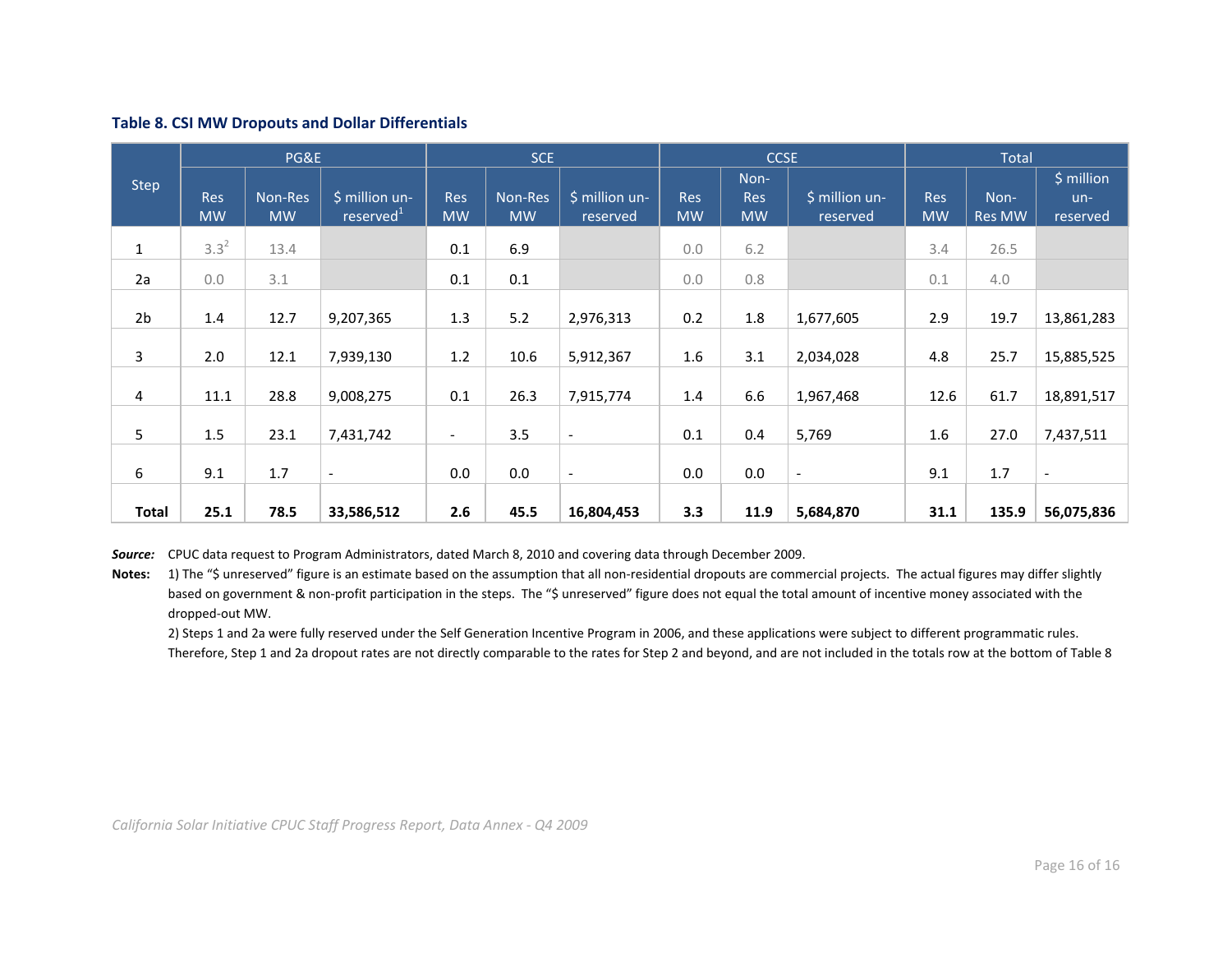### Table 8. CSI MW Dropouts and Dollar Differentials

| Step | PG&E | | | SCE | | | CCSE | | | Total | | |
|---|---|---|---|---|---|---|---|---|---|---|---|---|
| | Res MW | Non-Res MW | $ million un-reserved[1] | Res MW | Non-Res MW | $ million un-reserved | Res MW | Non-Res MW | $ million un-reserved | Res MW | Non-Res MW | $ million un-reserved |
| 1 | 3.3[2] | 13.4 | | 0.1 | 6.9 | | 0.0 | 6.2 | | 3.4 | 26.5 | |
| 2a | 0.0 | 3.1 | | 0.1 | 0.1 | | 0.0 | 0.8 | | 0.1 | 4.0 | |
| 2b | 1.4 | 12.7 | 9,207,365 | 1.3 | 5.2 | 2,976,313 | 0.2 | 1.8 | 1,677,605 | 2.9 | 19.7 | 13,861,283 |
| 3 | 2.0 | 12.1 | 7,939,130 | 1.2 | 10.6 | 5,912,367 | 1.6 | 3.1 | 2,034,028 | 4.8 | 25.7 | 15,885,525 |
| 4 | 11.1 | 28.8 | 9,008,275 | 0.1 | 26.3 | 7,915,774 | 1.4 | 6.6 | 1,967,468 | 12.6 | 61.7 | 18,891,517 |
| 5 | 1.5 | 23.1 | 7,431,742 | - | 3.5 | - | 0.1 | 0.4 | 5,769 | 1.6 | 27.0 | 7,437,511 |
| 6 | 9.1 | 1.7 | - | 0.0 | 0.0 | - | 0.0 | 0.0 | - | 9.1 | 1.7 | - |
| **Total** | **25.1** | **78.5** | **33,586,512** | **2.6** | **45.5** | **16,804,453** | **3.3** | **11.9** | **5,684,870** | **31.1** | **135.9** | **56,075,836** |

***Source:*** CPUC data request to Program Administrators, dated March 8, 2010 and covering data through December 2009.

**Notes:** 1) The "$ unreserved" figure is an estimate based on the assumption that all non-residential dropouts are commercial projects. The actual figures may differ slightly based on government & non-profit participation in the steps. The "$ unreserved" figure does not equal the total amount of incentive money associated with the dropped-out MW.

2) Steps 1 and 2a were fully reserved under the Self Generation Incentive Program in 2006, and these applications were subject to different programmatic rules. Therefore, Step 1 and 2a dropout rates are not directly comparable to the rates for Step 2 and beyond, and are not included in the totals row at the bottom of Table 8